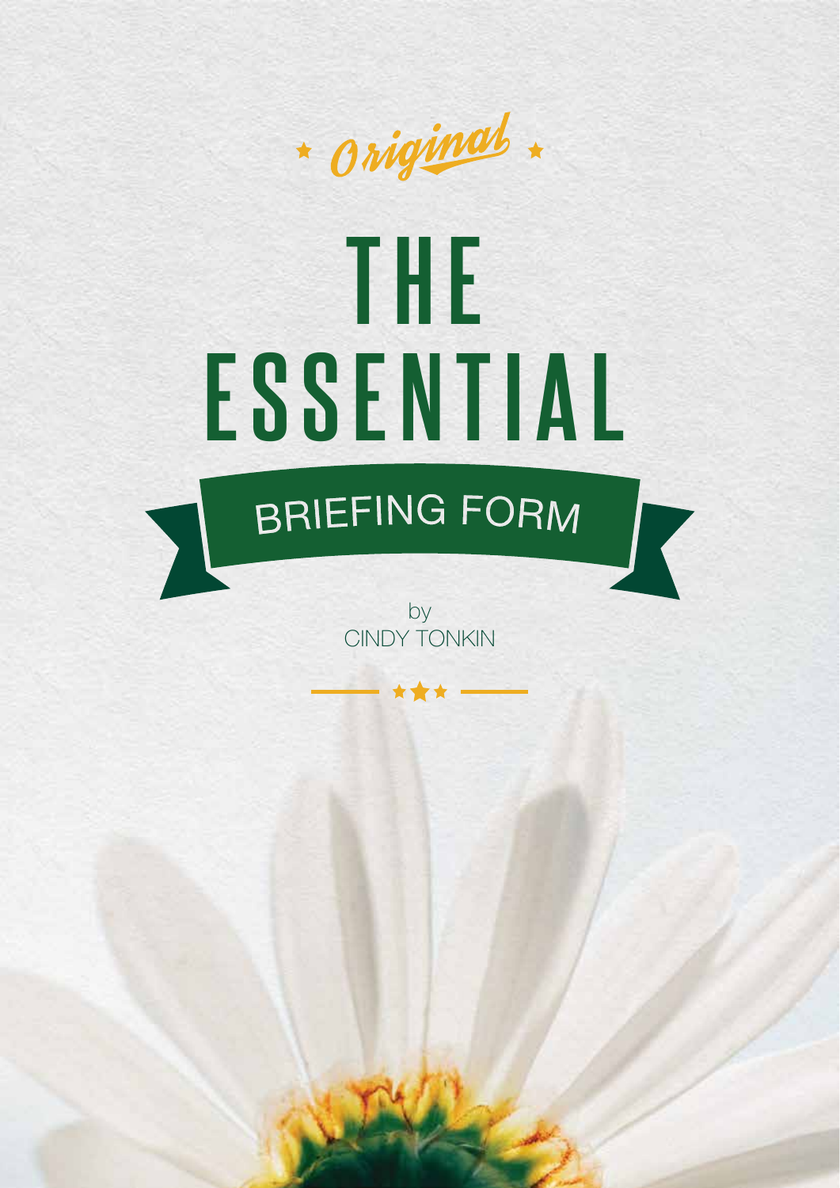*Original*

# THE ESSENTIAL

## BRIEFING FORM

by
CINDY TONKIN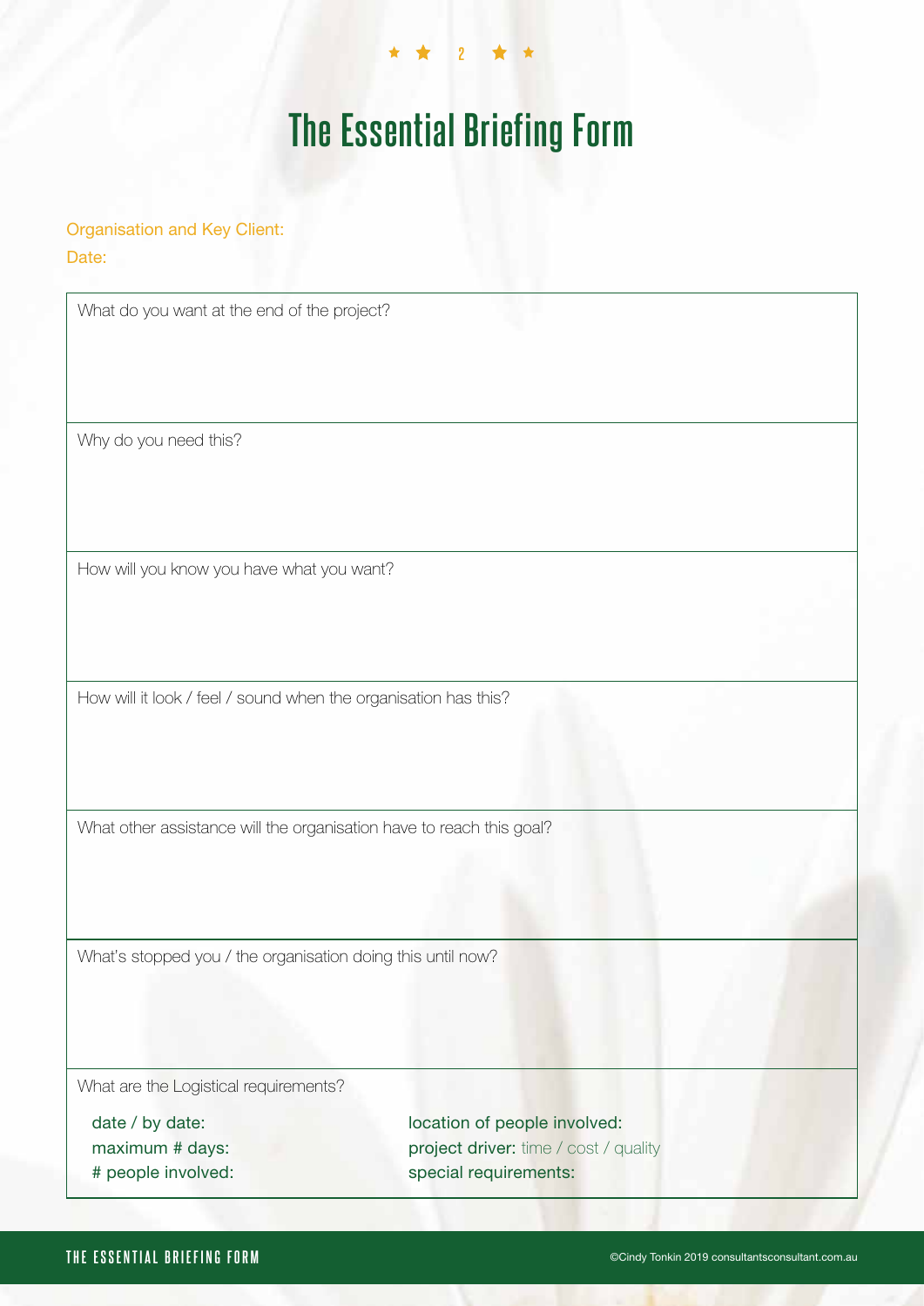# The Essential Briefing Form

Organisation and Key Client:

Date:

What do you want at the end of the project?

Why do you need this?

How will you know you have what you want?

How will it look / feel / sound when the organisation has this?

What other assistance will the organisation have to reach this goal?

What's stopped you / the organisation doing this until now?

What are the Logistical requirements?

date / by date:

maximum # days:

# people involved:

location of people involved:

project driver: time / cost / quality

special requirements: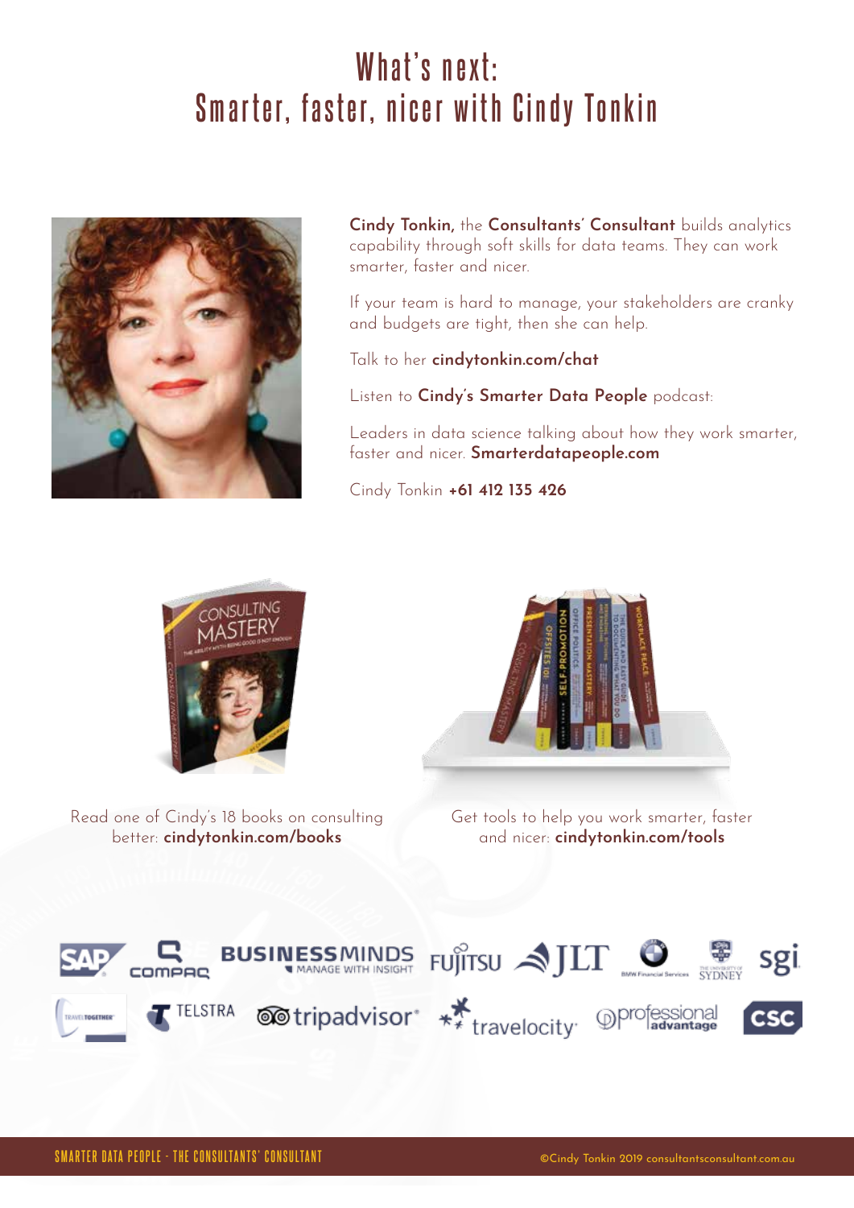# What's next:
# Smarter, faster, nicer with Cindy Tonkin

**Cindy Tonkin,** the **Consultants' Consultant** builds analytics capability through soft skills for data teams. They can work smarter, faster and nicer.

If your team is hard to manage, your stakeholders are cranky and budgets are tight, then she can help.

Talk to her **cindytonkin.com/chat**

Listen to **Cindy's Smarter Data People** podcast:

Leaders in data science talking about how they work smarter, faster and nicer. **Smarterdatapeople.com**

Cindy Tonkin **+61 412 135 426**

Read one of Cindy's 18 books on consulting better: **cindytonkin.com/books**

Get tools to help you work smarter, faster and nicer: **cindytonkin.com/tools**